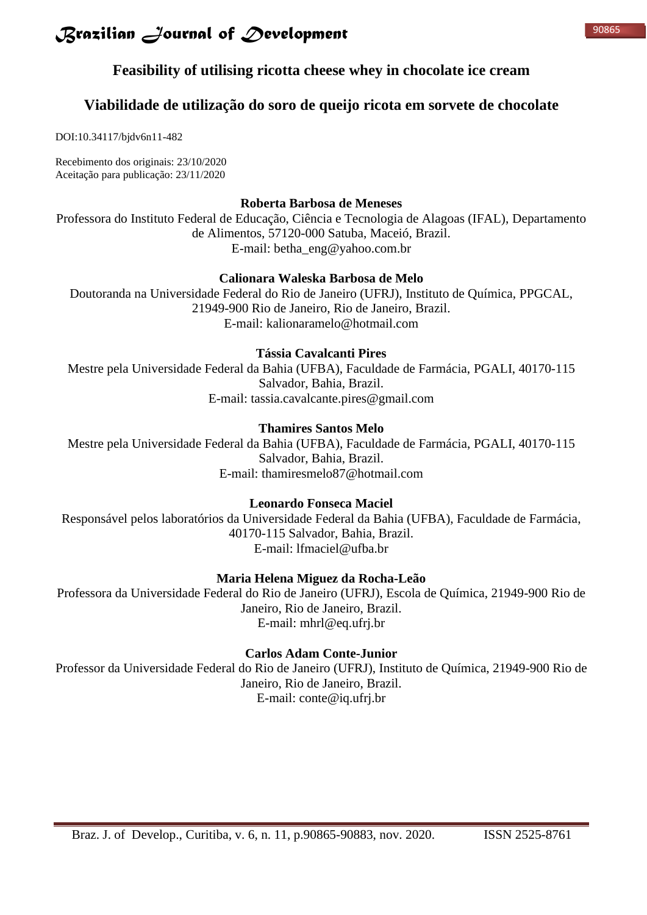# Feasibility of utilising ricotta cheese whey in chocolate ice cream

# Viabilidade de utilização do soro de queijo ricota em sorvete de chocolate

DOI:10.34117/bjdv6n11-482

Recebimento dos originais: 23/10/2020
Aceitação para publicação: 23/11/2020

**Roberta Barbosa de Meneses**
Professora do Instituto Federal de Educação, Ciência e Tecnologia de Alagoas (IFAL), Departamento de Alimentos, 57120-000 Satuba, Maceió, Brazil.
E-mail: betha_eng@yahoo.com.br

**Calionara Waleska Barbosa de Melo**
Doutoranda na Universidade Federal do Rio de Janeiro (UFRJ), Instituto de Química, PPGCAL, 21949-900 Rio de Janeiro, Rio de Janeiro, Brazil.
E-mail: kalionaramelo@hotmail.com

**Tássia Cavalcanti Pires**
Mestre pela Universidade Federal da Bahia (UFBA), Faculdade de Farmácia, PGALI, 40170-115 Salvador, Bahia, Brazil.
E-mail: tassia.cavalcante.pires@gmail.com

**Thamires Santos Melo**
Mestre pela Universidade Federal da Bahia (UFBA), Faculdade de Farmácia, PGALI, 40170-115 Salvador, Bahia, Brazil.
E-mail: thamiresmelo87@hotmail.com

**Leonardo Fonseca Maciel**
Responsável pelos laboratórios da Universidade Federal da Bahia (UFBA), Faculdade de Farmácia, 40170-115 Salvador, Bahia, Brazil.
E-mail: lfmaciel@ufba.br

**Maria Helena Miguez da Rocha-Leão**
Professora da Universidade Federal do Rio de Janeiro (UFRJ), Escola de Química, 21949-900 Rio de Janeiro, Rio de Janeiro, Brazil.
E-mail: mhrl@eq.ufrj.br

**Carlos Adam Conte-Junior**
Professor da Universidade Federal do Rio de Janeiro (UFRJ), Instituto de Química, 21949-900 Rio de Janeiro, Rio de Janeiro, Brazil.
E-mail: conte@iq.ufrj.br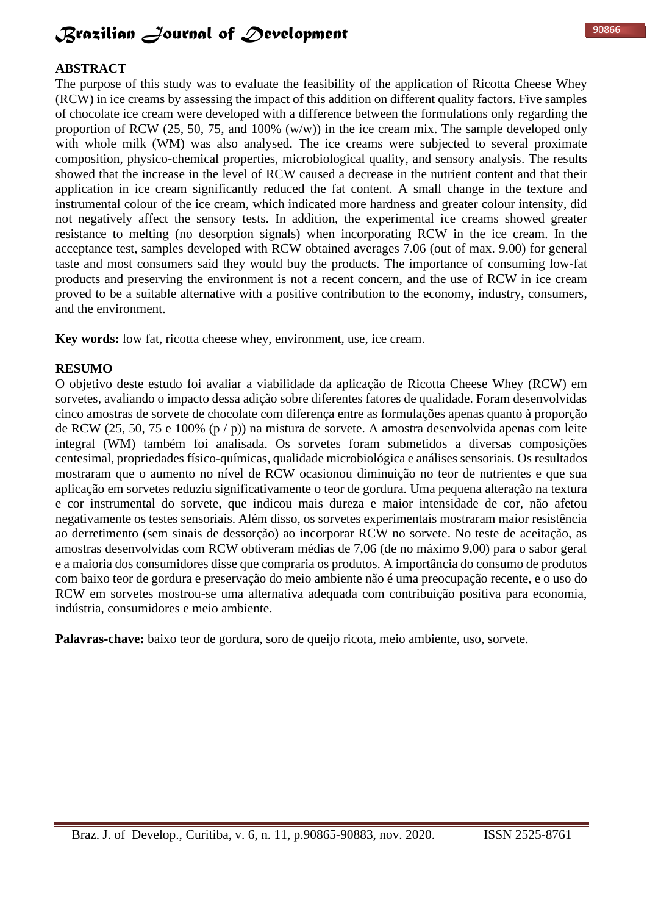## ABSTRACT

The purpose of this study was to evaluate the feasibility of the application of Ricotta Cheese Whey (RCW) in ice creams by assessing the impact of this addition on different quality factors. Five samples of chocolate ice cream were developed with a difference between the formulations only regarding the proportion of RCW (25, 50, 75, and 100% (w/w)) in the ice cream mix. The sample developed only with whole milk (WM) was also analysed. The ice creams were subjected to several proximate composition, physico-chemical properties, microbiological quality, and sensory analysis. The results showed that the increase in the level of RCW caused a decrease in the nutrient content and that their application in ice cream significantly reduced the fat content. A small change in the texture and instrumental colour of the ice cream, which indicated more hardness and greater colour intensity, did not negatively affect the sensory tests. In addition, the experimental ice creams showed greater resistance to melting (no desorption signals) when incorporating RCW in the ice cream. In the acceptance test, samples developed with RCW obtained averages 7.06 (out of max. 9.00) for general taste and most consumers said they would buy the products. The importance of consuming low-fat products and preserving the environment is not a recent concern, and the use of RCW in ice cream proved to be a suitable alternative with a positive contribution to the economy, industry, consumers, and the environment.

**Key words:** low fat, ricotta cheese whey, environment, use, ice cream.

## RESUMO

O objetivo deste estudo foi avaliar a viabilidade da aplicação de Ricotta Cheese Whey (RCW) em sorvetes, avaliando o impacto dessa adição sobre diferentes fatores de qualidade. Foram desenvolvidas cinco amostras de sorvete de chocolate com diferença entre as formulações apenas quanto à proporção de RCW (25, 50, 75 e 100% (p / p)) na mistura de sorvete. A amostra desenvolvida apenas com leite integral (WM) também foi analisada. Os sorvetes foram submetidos a diversas composições centesimal, propriedades físico-químicas, qualidade microbiológica e análises sensoriais. Os resultados mostraram que o aumento no nível de RCW ocasionou diminuição no teor de nutrientes e que sua aplicação em sorvetes reduziu significativamente o teor de gordura. Uma pequena alteração na textura e cor instrumental do sorvete, que indicou mais dureza e maior intensidade de cor, não afetou negativamente os testes sensoriais. Além disso, os sorvetes experimentais mostraram maior resistência ao derretimento (sem sinais de dessorção) ao incorporar RCW no sorvete. No teste de aceitação, as amostras desenvolvidas com RCW obtiveram médias de 7,06 (de no máximo 9,00) para o sabor geral e a maioria dos consumidores disse que compraria os produtos. A importância do consumo de produtos com baixo teor de gordura e preservação do meio ambiente não é uma preocupação recente, e o uso do RCW em sorvetes mostrou-se uma alternativa adequada com contribuição positiva para economia, indústria, consumidores e meio ambiente.

**Palavras-chave:** baixo teor de gordura, soro de queijo ricota, meio ambiente, uso, sorvete.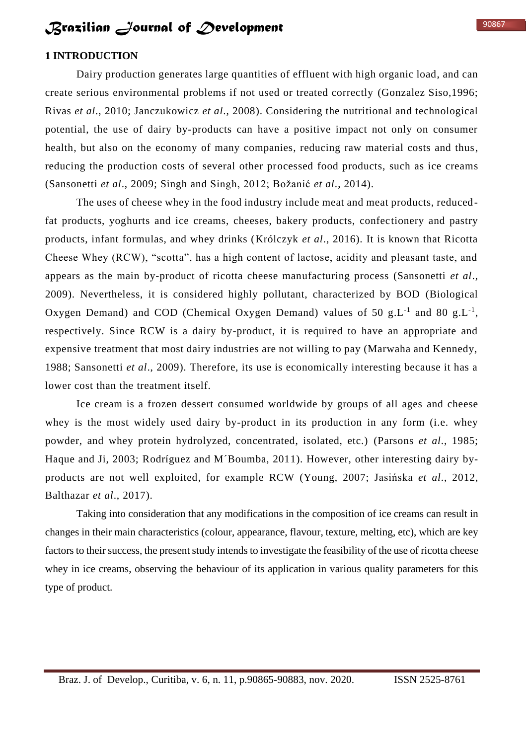## 1 INTRODUCTION

Dairy production generates large quantities of effluent with high organic load, and can create serious environmental problems if not used or treated correctly (Gonzalez Siso,1996; Rivas *et al*., 2010; Janczukowicz *et al*., 2008). Considering the nutritional and technological potential, the use of dairy by-products can have a positive impact not only on consumer health, but also on the economy of many companies, reducing raw material costs and thus, reducing the production costs of several other processed food products, such as ice creams (Sansonetti *et al*., 2009; Singh and Singh, 2012; Božanić *et al*., 2014).

The uses of cheese whey in the food industry include meat and meat products, reduced-fat products, yoghurts and ice creams, cheeses, bakery products, confectionery and pastry products, infant formulas, and whey drinks (Królczyk *et al*., 2016). It is known that Ricotta Cheese Whey (RCW), "scotta", has a high content of lactose, acidity and pleasant taste, and appears as the main by-product of ricotta cheese manufacturing process (Sansonetti *et al*., 2009). Nevertheless, it is considered highly pollutant, characterized by BOD (Biological Oxygen Demand) and COD (Chemical Oxygen Demand) values of 50 $g.L^{-1}$ and 80 $g.L^{-1}$, respectively. Since RCW is a dairy by-product, it is required to have an appropriate and expensive treatment that most dairy industries are not willing to pay (Marwaha and Kennedy, 1988; Sansonetti *et al*., 2009). Therefore, its use is economically interesting because it has a lower cost than the treatment itself.

Ice cream is a frozen dessert consumed worldwide by groups of all ages and cheese whey is the most widely used dairy by-product in its production in any form (i.e. whey powder, and whey protein hydrolyzed, concentrated, isolated, etc.) (Parsons *et al*., 1985; Haque and Ji, 2003; Rodríguez and M´Boumba, 2011). However, other interesting dairy by-products are not well exploited, for example RCW (Young, 2007; Jasińska *et al*., 2012, Balthazar *et al*., 2017).

Taking into consideration that any modifications in the composition of ice creams can result in changes in their main characteristics (colour, appearance, flavour, texture, melting, etc), which are key factors to their success, the present study intends to investigate the feasibility of the use of ricotta cheese whey in ice creams, observing the behaviour of its application in various quality parameters for this type of product.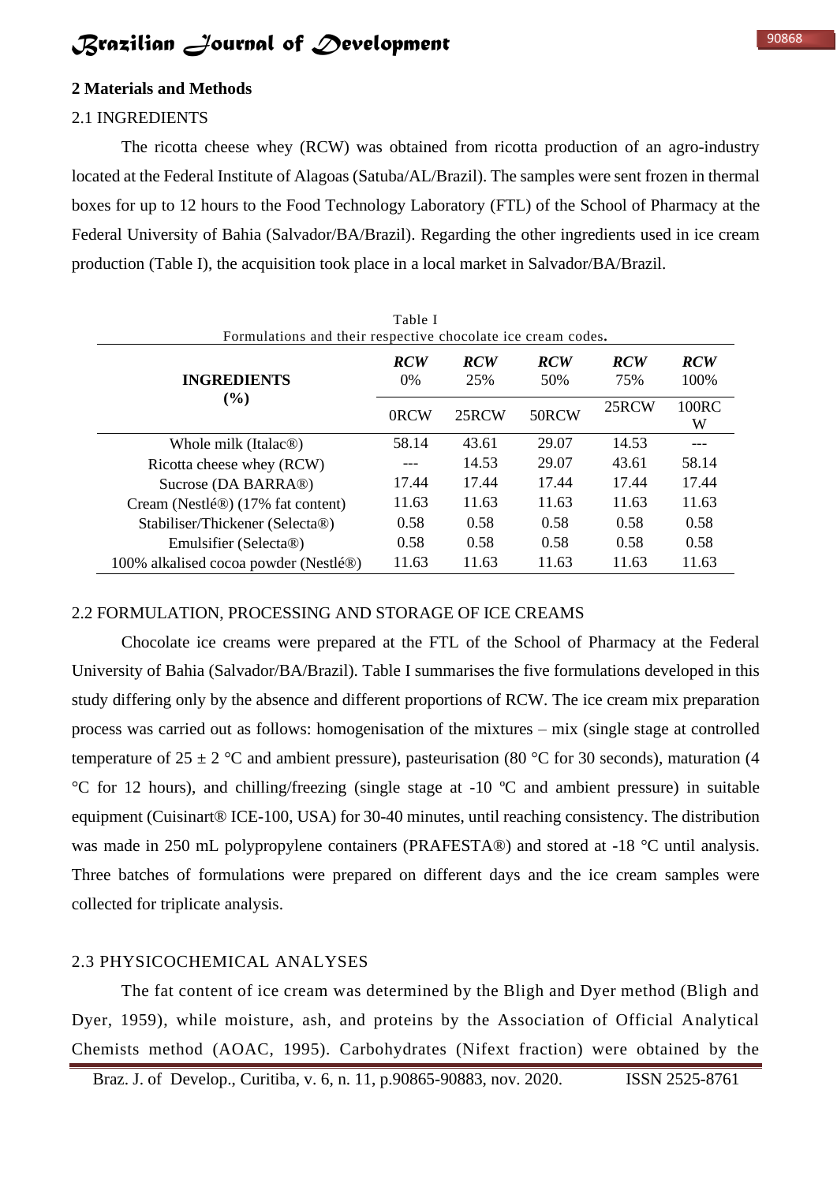## 2 Materials and Methods

### 2.1 INGREDIENTS

The ricotta cheese whey (RCW) was obtained from ricotta production of an agro-industry located at the Federal Institute of Alagoas (Satuba/AL/Brazil). The samples were sent frozen in thermal boxes for up to 12 hours to the Food Technology Laboratory (FTL) of the School of Pharmacy at the Federal University of Bahia (Salvador/BA/Brazil). Regarding the other ingredients used in ice cream production (Table I), the acquisition took place in a local market in Salvador/BA/Brazil.

Table I
Formulations and their respective chocolate ice cream codes.

| INGREDIENTS (%) | ***RCW*** 0% | ***RCW*** 25% | ***RCW*** 50% | ***RCW*** 75% | ***RCW*** 100% |
|---|---|---|---|---|---|
| | 0RCW | 25RCW | 50RCW | 25RCW | 100RCW |
| Whole milk (Italac®) | 58.14 | 43.61 | 29.07 | 14.53 | --- |
| Ricotta cheese whey (RCW) | --- | 14.53 | 29.07 | 43.61 | 58.14 |
| Sucrose (DA BARRA®) | 17.44 | 17.44 | 17.44 | 17.44 | 17.44 |
| Cream (Nestlé®) (17% fat content) | 11.63 | 11.63 | 11.63 | 11.63 | 11.63 |
| Stabiliser/Thickener (Selecta®) | 0.58 | 0.58 | 0.58 | 0.58 | 0.58 |
| Emulsifier (Selecta®) | 0.58 | 0.58 | 0.58 | 0.58 | 0.58 |
| 100% alkalised cocoa powder (Nestlé®) | 11.63 | 11.63 | 11.63 | 11.63 | 11.63 |

### 2.2 FORMULATION, PROCESSING AND STORAGE OF ICE CREAMS

Chocolate ice creams were prepared at the FTL of the School of Pharmacy at the Federal University of Bahia (Salvador/BA/Brazil). Table I summarises the five formulations developed in this study differing only by the absence and different proportions of RCW. The ice cream mix preparation process was carried out as follows: homogenisation of the mixtures – mix (single stage at controlled temperature of 25 ± 2 °C and ambient pressure), pasteurisation (80 °C for 30 seconds), maturation (4 °C for 12 hours), and chilling/freezing (single stage at -10 ºC and ambient pressure) in suitable equipment (Cuisinart® ICE-100, USA) for 30-40 minutes, until reaching consistency. The distribution was made in 250 mL polypropylene containers (PRAFESTA®) and stored at -18 °C until analysis. Three batches of formulations were prepared on different days and the ice cream samples were collected for triplicate analysis.

### 2.3 PHYSICOCHEMICAL ANALYSES

The fat content of ice cream was determined by the Bligh and Dyer method (Bligh and Dyer, 1959), while moisture, ash, and proteins by the Association of Official Analytical Chemists method (AOAC, 1995). Carbohydrates (Nifext fraction) were obtained by the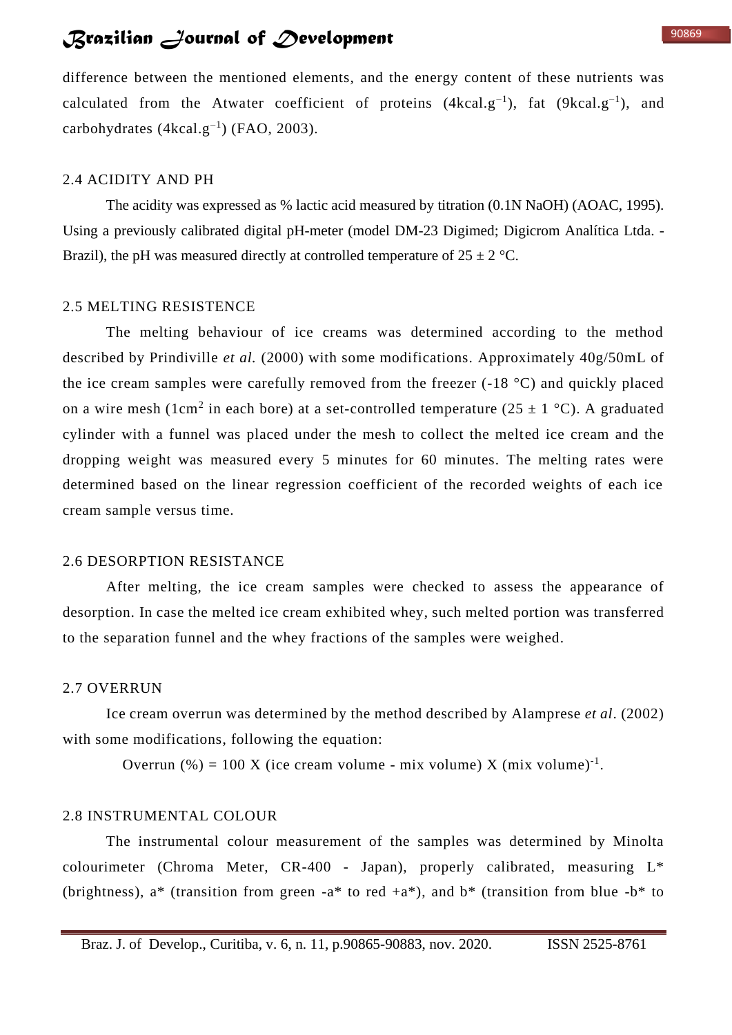difference between the mentioned elements, and the energy content of these nutrients was calculated from the Atwater coefficient of proteins ($4kcal.g^{-1}$), fat ($9kcal.g^{-1}$), and carbohydrates ($4kcal.g^{-1}$) (FAO, 2003).

## 2.4 ACIDITY AND PH

The acidity was expressed as % lactic acid measured by titration (0.1N NaOH) (AOAC, 1995). Using a previously calibrated digital pH-meter (model DM-23 Digimed; Digicrom Analítica Ltda. - Brazil), the pH was measured directly at controlled temperature of 25 ± 2 °C.

## 2.5 MELTING RESISTENCE

The melting behaviour of ice creams was determined according to the method described by Prindiville *et al.* (2000) with some modifications. Approximately 40g/50mL of the ice cream samples were carefully removed from the freezer (-18 °C) and quickly placed on a wire mesh ($1cm^2$ in each bore) at a set-controlled temperature (25 ± 1 °C). A graduated cylinder with a funnel was placed under the mesh to collect the melted ice cream and the dropping weight was measured every 5 minutes for 60 minutes. The melting rates were determined based on the linear regression coefficient of the recorded weights of each ice cream sample versus time.

## 2.6 DESORPTION RESISTANCE

After melting, the ice cream samples were checked to assess the appearance of desorption. In case the melted ice cream exhibited whey, such melted portion was transferred to the separation funnel and the whey fractions of the samples were weighed.

## 2.7 OVERRUN

Ice cream overrun was determined by the method described by Alamprese *et al*. (2002) with some modifications, following the equation:

$$\text{Overrun (\%)} = 100 \times (\text{ice cream volume} - \text{mix volume}) \times (\text{mix volume})^{-1}.$$

## 2.8 INSTRUMENTAL COLOUR

The instrumental colour measurement of the samples was determined by Minolta colourimeter (Chroma Meter, CR-400 - Japan), properly calibrated, measuring L* (brightness), a* (transition from green -a* to red +a*), and b* (transition from blue -b* to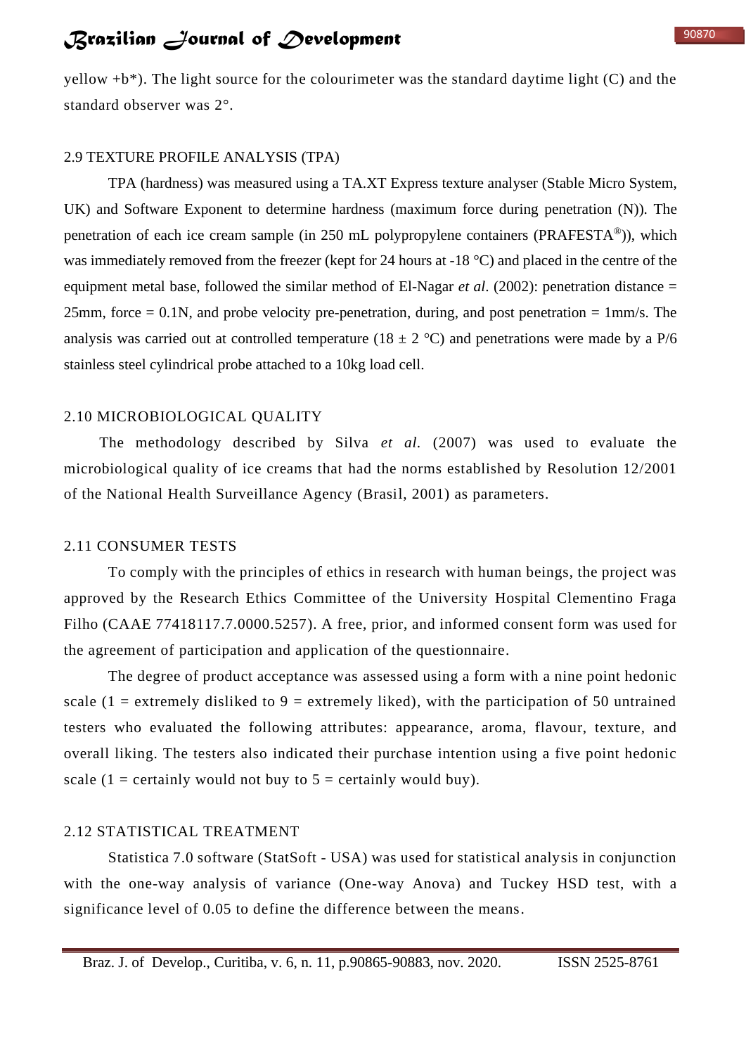yellow +b*). The light source for the colourimeter was the standard daytime light (C) and the standard observer was 2°.

## 2.9 TEXTURE PROFILE ANALYSIS (TPA)

TPA (hardness) was measured using a TA.XT Express texture analyser (Stable Micro System, UK) and Software Exponent to determine hardness (maximum force during penetration (N)). The penetration of each ice cream sample (in 250 mL polypropylene containers (PRAFESTA®)), which was immediately removed from the freezer (kept for 24 hours at -18 °C) and placed in the centre of the equipment metal base, followed the similar method of El-Nagar *et al*. (2002): penetration distance = 25mm, force = 0.1N, and probe velocity pre-penetration, during, and post penetration = 1mm/s. The analysis was carried out at controlled temperature (18 ± 2 °C) and penetrations were made by a P/6 stainless steel cylindrical probe attached to a 10kg load cell.

## 2.10 MICROBIOLOGICAL QUALITY

The methodology described by Silva *et al.* (2007) was used to evaluate the microbiological quality of ice creams that had the norms established by Resolution 12/2001 of the National Health Surveillance Agency (Brasil, 2001) as parameters.

## 2.11 CONSUMER TESTS

To comply with the principles of ethics in research with human beings, the project was approved by the Research Ethics Committee of the University Hospital Clementino Fraga Filho (CAAE 77418117.7.0000.5257). A free, prior, and informed consent form was used for the agreement of participation and application of the questionnaire.

The degree of product acceptance was assessed using a form with a nine point hedonic scale (1 = extremely disliked to 9 = extremely liked), with the participation of 50 untrained testers who evaluated the following attributes: appearance, aroma, flavour, texture, and overall liking. The testers also indicated their purchase intention using a five point hedonic scale (1 = certainly would not buy to 5 = certainly would buy).

## 2.12 STATISTICAL TREATMENT

Statistica 7.0 software (StatSoft - USA) was used for statistical analysis in conjunction with the one-way analysis of variance (One-way Anova) and Tuckey HSD test, with a significance level of 0.05 to define the difference between the means.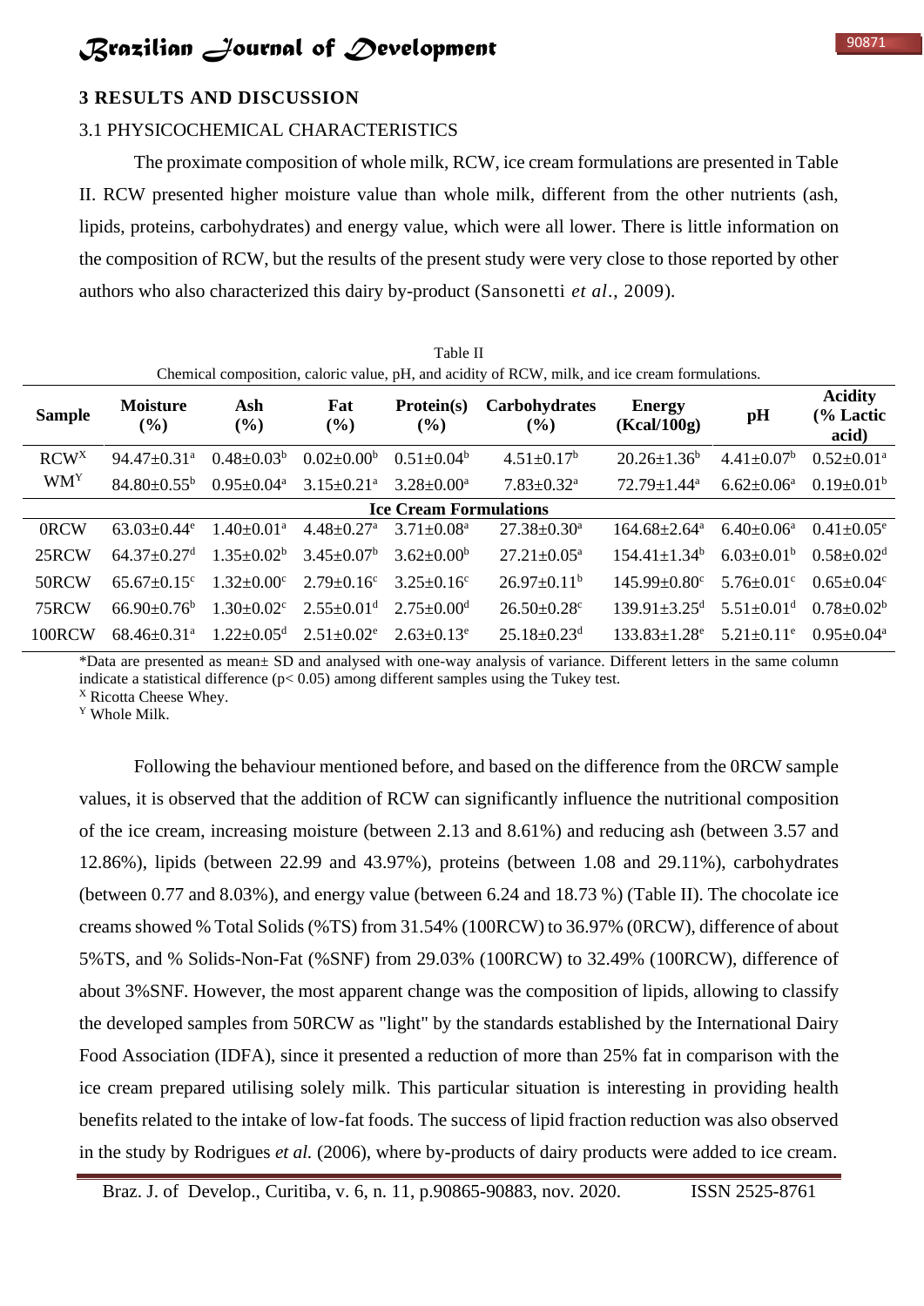## 3 RESULTS AND DISCUSSION

### 3.1 PHYSICOCHEMICAL CHARACTERISTICS

The proximate composition of whole milk, RCW, ice cream formulations are presented in Table II. RCW presented higher moisture value than whole milk, different from the other nutrients (ash, lipids, proteins, carbohydrates) and energy value, which were all lower. There is little information on the composition of RCW, but the results of the present study were very close to those reported by other authors who also characterized this dairy by-product (Sansonetti *et al*., 2009).

Table II
Chemical composition, caloric value, pH, and acidity of RCW, milk, and ice cream formulations.

| Sample | Moisture (%) | Ash (%) | Fat (%) | Protein(s) (%) | Carbohydrates (%) | Energy (Kcal/100g) | pH | Acidity (% Lactic acid) |
|---|---|---|---|---|---|---|---|---|
| RCW[X] | 94.47±0.31[a] | 0.48±0.03[b] | 0.02±0.00[b] | 0.51±0.04[b] | 4.51±0.17[b] | 20.26±1.36[b] | 4.41±0.07[b] | 0.52±0.01[a] |
| WM[Y] | 84.80±0.55[b] | 0.95±0.04[a] | 3.15±0.21[a] | 3.28±0.00[a] | 7.83±0.32[a] | 72.79±1.44[a] | 6.62±0.06[a] | 0.19±0.01[b] |
| **Ice Cream Formulations** | | | | | | | | |
| 0RCW | 63.03±0.44[e] | 1.40±0.01[a] | 4.48±0.27[a] | 3.71±0.08[a] | 27.38±0.30[a] | 164.68±2.64[a] | 6.40±0.06[a] | 0.41±0.05[e] |
| 25RCW | 64.37±0.27[d] | 1.35±0.02[b] | 3.45±0.07[b] | 3.62±0.00[b] | 27.21±0.05[a] | 154.41±1.34[b] | 6.03±0.01[b] | 0.58±0.02[d] |
| 50RCW | 65.67±0.15[c] | 1.32±0.00[c] | 2.79±0.16[c] | 3.25±0.16[c] | 26.97±0.11[b] | 145.99±0.80[c] | 5.76±0.01[c] | 0.65±0.04[c] |
| 75RCW | 66.90±0.76[b] | 1.30±0.02[c] | 2.55±0.01[d] | 2.75±0.00[d] | 26.50±0.28[c] | 139.91±3.25[d] | 5.51±0.01[d] | 0.78±0.02[b] |
| 100RCW | 68.46±0.31[a] | 1.22±0.05[d] | 2.51±0.02[e] | 2.63±0.13[e] | 25.18±0.23[d] | 133.83±1.28[e] | 5.21±0.11[e] | 0.95±0.04[a] |

*Data are presented as mean± SD and analysed with one-way analysis of variance. Different letters in the same column indicate a statistical difference ($p< 0.05$) among different samples using the Tukey test.
[X] Ricotta Cheese Whey.
[Y] Whole Milk.

Following the behaviour mentioned before, and based on the difference from the 0RCW sample values, it is observed that the addition of RCW can significantly influence the nutritional composition of the ice cream, increasing moisture (between 2.13 and 8.61%) and reducing ash (between 3.57 and 12.86%), lipids (between 22.99 and 43.97%), proteins (between 1.08 and 29.11%), carbohydrates (between 0.77 and 8.03%), and energy value (between 6.24 and 18.73 %) (Table II). The chocolate ice creams showed % Total Solids (%TS) from 31.54% (100RCW) to 36.97% (0RCW), difference of about 5%TS, and % Solids-Non-Fat (%SNF) from 29.03% (100RCW) to 32.49% (100RCW), difference of about 3%SNF. However, the most apparent change was the composition of lipids, allowing to classify the developed samples from 50RCW as "light" by the standards established by the International Dairy Food Association (IDFA), since it presented a reduction of more than 25% fat in comparison with the ice cream prepared utilising solely milk. This particular situation is interesting in providing health benefits related to the intake of low-fat foods. The success of lipid fraction reduction was also observed in the study by Rodrigues *et al.* (2006), where by-products of dairy products were added to ice cream.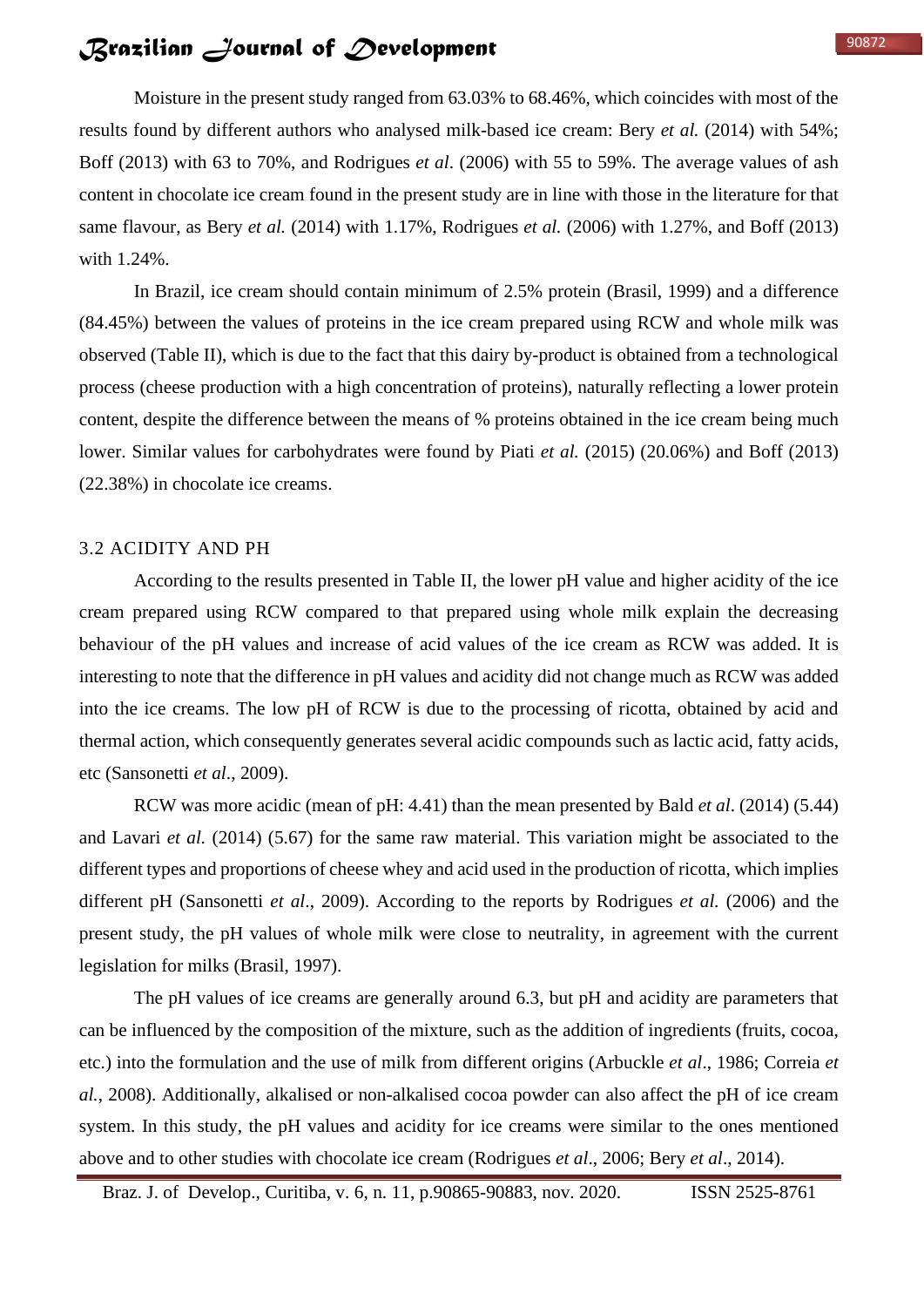Moisture in the present study ranged from 63.03% to 68.46%, which coincides with most of the results found by different authors who analysed milk-based ice cream: Bery *et al.* (2014) with 54%; Boff (2013) with 63 to 70%, and Rodrigues *et al*. (2006) with 55 to 59%. The average values of ash content in chocolate ice cream found in the present study are in line with those in the literature for that same flavour, as Bery *et al.* (2014) with 1.17%, Rodrigues *et al.* (2006) with 1.27%, and Boff (2013) with 1.24%.

In Brazil, ice cream should contain minimum of 2.5% protein (Brasil, 1999) and a difference (84.45%) between the values of proteins in the ice cream prepared using RCW and whole milk was observed (Table II), which is due to the fact that this dairy by-product is obtained from a technological process (cheese production with a high concentration of proteins), naturally reflecting a lower protein content, despite the difference between the means of % proteins obtained in the ice cream being much lower. Similar values for carbohydrates were found by Piati *et al.* (2015) (20.06%) and Boff (2013) (22.38%) in chocolate ice creams.

## 3.2 ACIDITY AND PH

According to the results presented in Table II, the lower pH value and higher acidity of the ice cream prepared using RCW compared to that prepared using whole milk explain the decreasing behaviour of the pH values and increase of acid values of the ice cream as RCW was added. It is interesting to note that the difference in pH values and acidity did not change much as RCW was added into the ice creams. The low pH of RCW is due to the processing of ricotta, obtained by acid and thermal action, which consequently generates several acidic compounds such as lactic acid, fatty acids, etc (Sansonetti *et al*., 2009).

RCW was more acidic (mean of pH: 4.41) than the mean presented by Bald *et al*. (2014) (5.44) and Lavari *et al.* (2014) (5.67) for the same raw material. This variation might be associated to the different types and proportions of cheese whey and acid used in the production of ricotta, which implies different pH (Sansonetti *et al*., 2009). According to the reports by Rodrigues *et al.* (2006) and the present study, the pH values of whole milk were close to neutrality, in agreement with the current legislation for milks (Brasil, 1997).

The pH values of ice creams are generally around 6.3, but pH and acidity are parameters that can be influenced by the composition of the mixture, such as the addition of ingredients (fruits, cocoa, etc.) into the formulation and the use of milk from different origins (Arbuckle *et al*., 1986; Correia *et al.*, 2008). Additionally, alkalised or non-alkalised cocoa powder can also affect the pH of ice cream system. In this study, the pH values and acidity for ice creams were similar to the ones mentioned above and to other studies with chocolate ice cream (Rodrigues *et al*., 2006; Bery *et al*., 2014).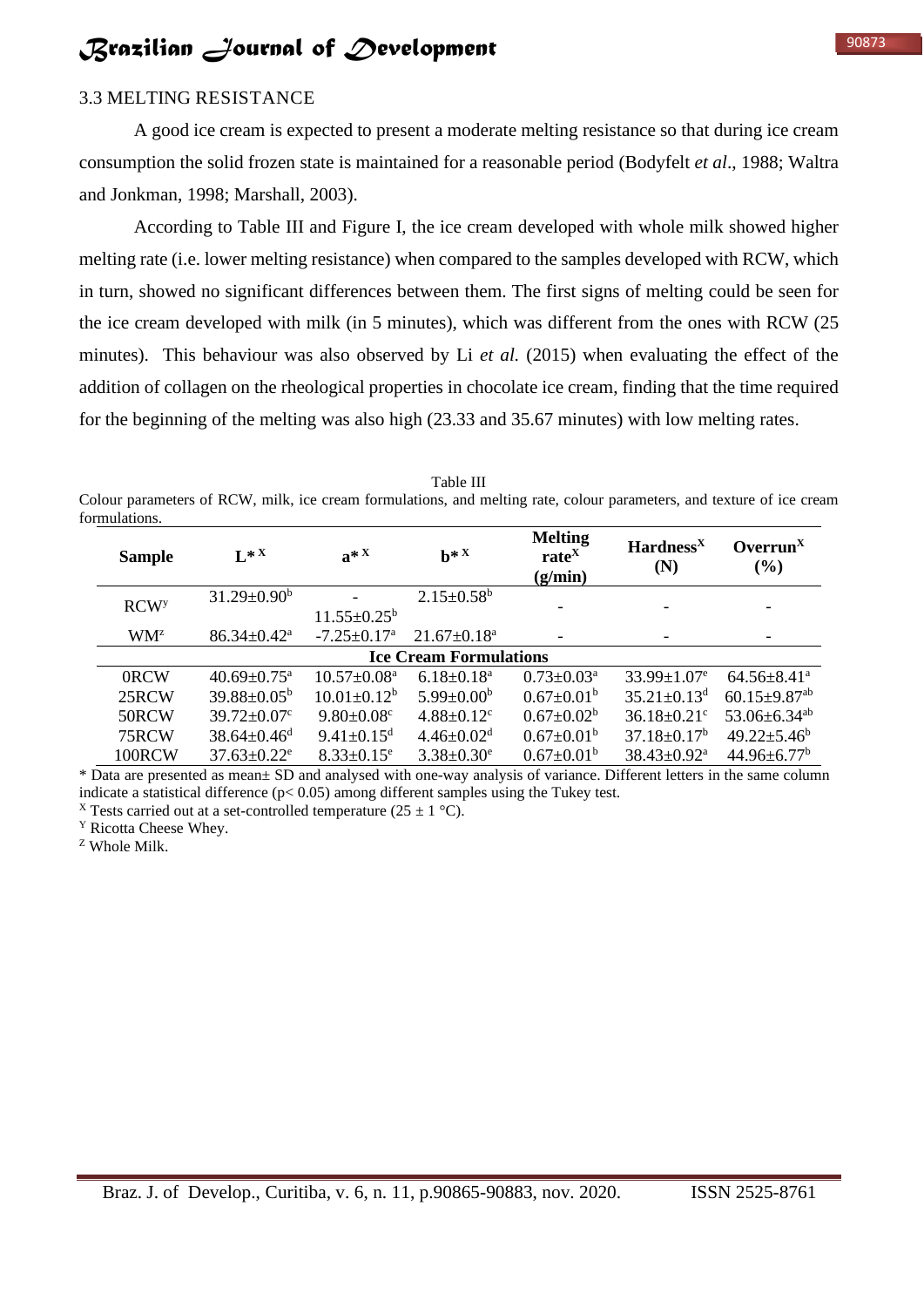### 3.3 MELTING RESISTANCE

A good ice cream is expected to present a moderate melting resistance so that during ice cream consumption the solid frozen state is maintained for a reasonable period (Bodyfelt *et al*., 1988; Waltra and Jonkman, 1998; Marshall, 2003).

According to Table III and Figure I, the ice cream developed with whole milk showed higher melting rate (i.e. lower melting resistance) when compared to the samples developed with RCW, which in turn, showed no significant differences between them. The first signs of melting could be seen for the ice cream developed with milk (in 5 minutes), which was different from the ones with RCW (25 minutes). This behaviour was also observed by Li *et al.* (2015) when evaluating the effect of the addition of collagen on the rheological properties in chocolate ice cream, finding that the time required for the beginning of the melting was also high (23.33 and 35.67 minutes) with low melting rates.

Table III

Colour parameters of RCW, milk, ice cream formulations, and melting rate, colour parameters, and texture of ice cream formulations.

| Sample | L* [X] | a* [X] | b* [X] | Melting rate[X] (g/min) | Hardness[X] (N) | Overrun[X] (%) |
|---|---|---|---|---|---|---|
| RCW[y] | 31.29±0.90[b] | -11.55±0.25[b] | 2.15±0.58[b] | - | - | - |
| WM[z] | 86.34±0.42[a] | -7.25±0.17[a] | 21.67±0.18[a] | - | - | - |
| **Ice Cream Formulations** | | | | | | |
| 0RCW | 40.69±0.75[a] | 10.57±0.08[a] | 6.18±0.18[a] | 0.73±0.03[a] | 33.99±1.07[e] | 64.56±8.41[a] |
| 25RCW | 39.88±0.05[b] | 10.01±0.12[b] | 5.99±0.00[b] | 0.67±0.01[b] | 35.21±0.13[d] | 60.15±9.87[ab] |
| 50RCW | 39.72±0.07[c] | 9.80±0.08[c] | 4.88±0.12[c] | 0.67±0.02[b] | 36.18±0.21[c] | 53.06±6.34[ab] |
| 75RCW | 38.64±0.46[d] | 9.41±0.15[d] | 4.46±0.02[d] | 0.67±0.01[b] | 37.18±0.17[b] | 49.22±5.46[b] |
| 100RCW | 37.63±0.22[e] | 8.33±0.15[e] | 3.38±0.30[e] | 0.67±0.01[b] | 38.43±0.92[a] | 44.96±6.77[b] |

\* Data are presented as mean± SD and analysed with one-way analysis of variance. Different letters in the same column indicate a statistical difference ($p < 0.05$) among different samples using the Tukey test.

[X] Tests carried out at a set-controlled temperature (25 ± 1 °C).

[Y] Ricotta Cheese Whey.

[Z] Whole Milk.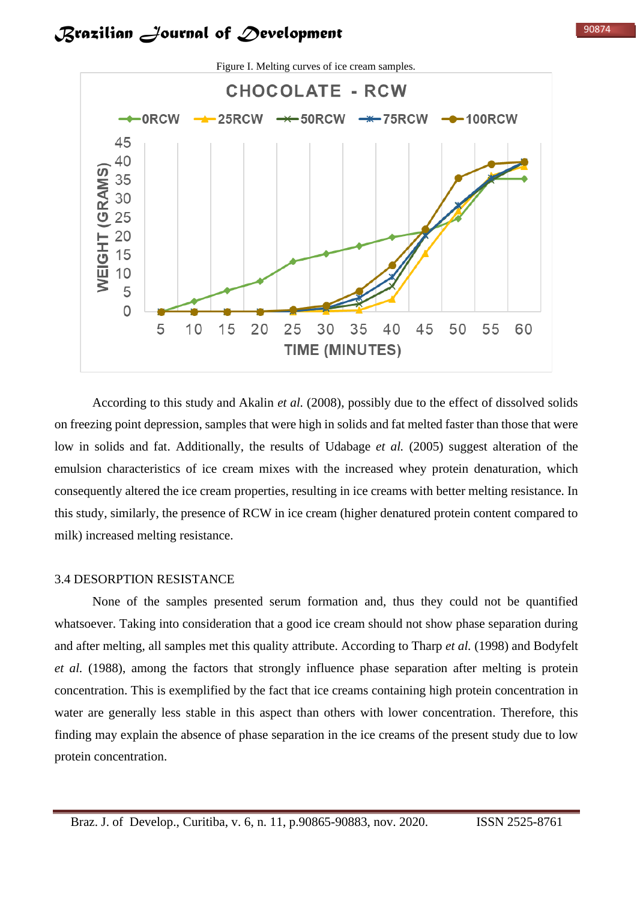Figure I. Melting curves of ice cream samples.

According to this study and Akalin *et al.* (2008), possibly due to the effect of dissolved solids on freezing point depression, samples that were high in solids and fat melted faster than those that were low in solids and fat. Additionally, the results of Udabage *et al.* (2005) suggest alteration of the emulsion characteristics of ice cream mixes with the increased whey protein denaturation, which consequently altered the ice cream properties, resulting in ice creams with better melting resistance. In this study, similarly, the presence of RCW in ice cream (higher denatured protein content compared to milk) increased melting resistance.

## 3.4 DESORPTION RESISTANCE

None of the samples presented serum formation and, thus they could not be quantified whatsoever. Taking into consideration that a good ice cream should not show phase separation during and after melting, all samples met this quality attribute. According to Tharp *et al.* (1998) and Bodyfelt *et al.* (1988), among the factors that strongly influence phase separation after melting is protein concentration. This is exemplified by the fact that ice creams containing high protein concentration in water are generally less stable in this aspect than others with lower concentration. Therefore, this finding may explain the absence of phase separation in the ice creams of the present study due to low protein concentration.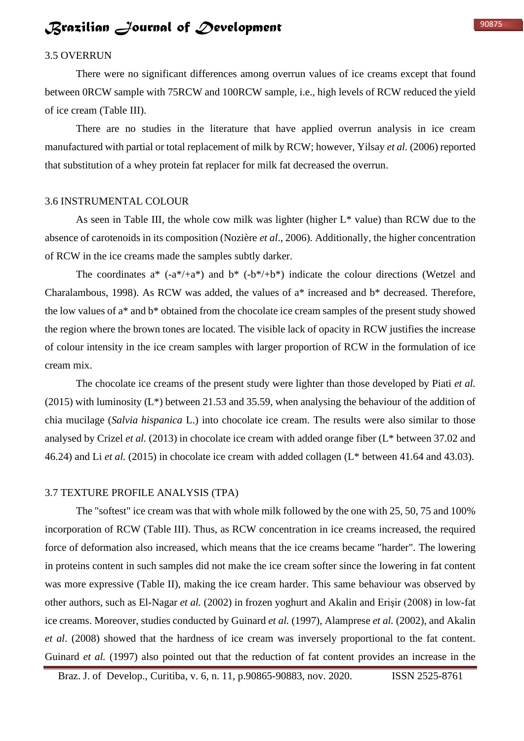### 3.5 OVERRUN

There were no significant differences among overrun values of ice creams except that found between 0RCW sample with 75RCW and 100RCW sample, i.e., high levels of RCW reduced the yield of ice cream (Table III).

There are no studies in the literature that have applied overrun analysis in ice cream manufactured with partial or total replacement of milk by RCW; however, Yilsay *et al.* (2006) reported that substitution of a whey protein fat replacer for milk fat decreased the overrun.

### 3.6 INSTRUMENTAL COLOUR

As seen in Table III, the whole cow milk was lighter (higher L* value) than RCW due to the absence of carotenoids in its composition (Nozière *et al*., 2006). Additionally, the higher concentration of RCW in the ice creams made the samples subtly darker.

The coordinates a* (-a*/+a*) and b* (-b*/+b*) indicate the colour directions (Wetzel and Charalambous, 1998). As RCW was added, the values of a* increased and b* decreased. Therefore, the low values of a* and b* obtained from the chocolate ice cream samples of the present study showed the region where the brown tones are located. The visible lack of opacity in RCW justifies the increase of colour intensity in the ice cream samples with larger proportion of RCW in the formulation of ice cream mix.

The chocolate ice creams of the present study were lighter than those developed by Piati *et al.* (2015) with luminosity (L*) between 21.53 and 35.59, when analysing the behaviour of the addition of chia mucilage (*Salvia hispanica* L.) into chocolate ice cream. The results were also similar to those analysed by Crizel *et al.* (2013) in chocolate ice cream with added orange fiber (L* between 37.02 and 46.24) and Li *et al.* (2015) in chocolate ice cream with added collagen (L* between 41.64 and 43.03).

### 3.7 TEXTURE PROFILE ANALYSIS (TPA)

The "softest" ice cream was that with whole milk followed by the one with 25, 50, 75 and 100% incorporation of RCW (Table III). Thus, as RCW concentration in ice creams increased, the required force of deformation also increased, which means that the ice creams became "harder". The lowering in proteins content in such samples did not make the ice cream softer since the lowering in fat content was more expressive (Table II), making the ice cream harder. This same behaviour was observed by other authors, such as El-Nagar *et al.* (2002) in frozen yoghurt and Akalin and Erişir (2008) in low-fat ice creams. Moreover, studies conducted by Guinard *et al.* (1997), Alamprese *et al.* (2002), and Akalin *et al*. (2008) showed that the hardness of ice cream was inversely proportional to the fat content. Guinard *et al.* (1997) also pointed out that the reduction of fat content provides an increase in the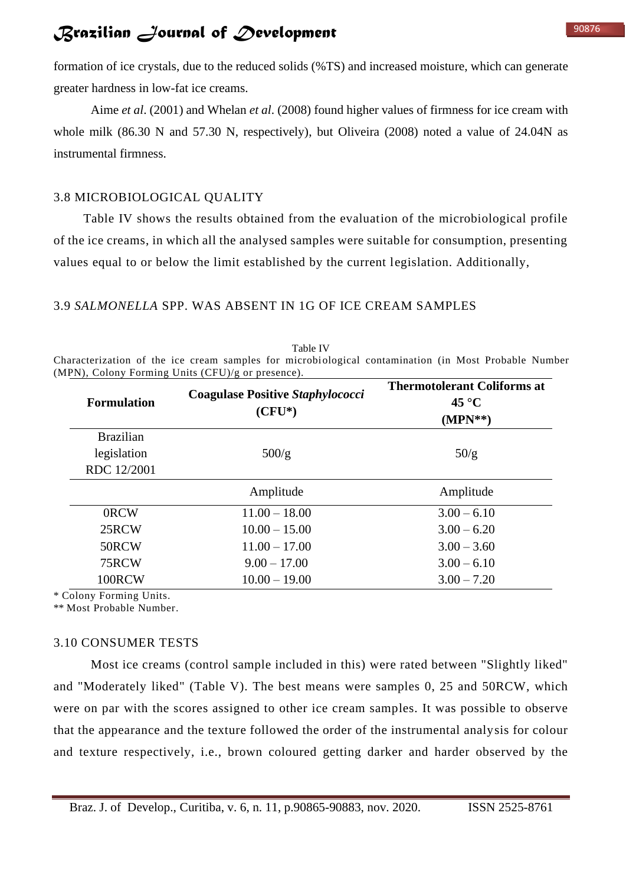formation of ice crystals, due to the reduced solids (%TS) and increased moisture, which can generate greater hardness in low-fat ice creams.

Aime *et al*. (2001) and Whelan *et al*. (2008) found higher values of firmness for ice cream with whole milk (86.30 N and 57.30 N, respectively), but Oliveira (2008) noted a value of 24.04N as instrumental firmness.

### 3.8 MICROBIOLOGICAL QUALITY

Table IV shows the results obtained from the evaluation of the microbiological profile of the ice creams, in which all the analysed samples were suitable for consumption, presenting values equal to or below the limit established by the current legislation. Additionally,

### 3.9 *SALMONELLA* SPP. WAS ABSENT IN 1G OF ICE CREAM SAMPLES

Table IV
Characterization of the ice cream samples for microbiological contamination (in Most Probable Number (MPN), Colony Forming Units (CFU)/g or presence).

| Formulation | Coagulase Positive *Staphylococci* (CFU*) | Thermotolerant Coliforms at 45 °C (MPN**) |
|---|---|---|
| Brazilian legislation RDC 12/2001 | 500/g | 50/g |
| | Amplitude | Amplitude |
| 0RCW | 11.00 – 18.00 | 3.00 – 6.10 |
| 25RCW | 10.00 – 15.00 | 3.00 – 6.20 |
| 50RCW | 11.00 – 17.00 | 3.00 – 3.60 |
| 75RCW | 9.00 – 17.00 | 3.00 – 6.10 |
| 100RCW | 10.00 – 19.00 | 3.00 – 7.20 |

* Colony Forming Units.
** Most Probable Number.

### 3.10 CONSUMER TESTS

Most ice creams (control sample included in this) were rated between "Slightly liked" and "Moderately liked" (Table V). The best means were samples 0, 25 and 50RCW, which were on par with the scores assigned to other ice cream samples. It was possible to observe that the appearance and the texture followed the order of the instrumental analysis for colour and texture respectively, i.e., brown coloured getting darker and harder observed by the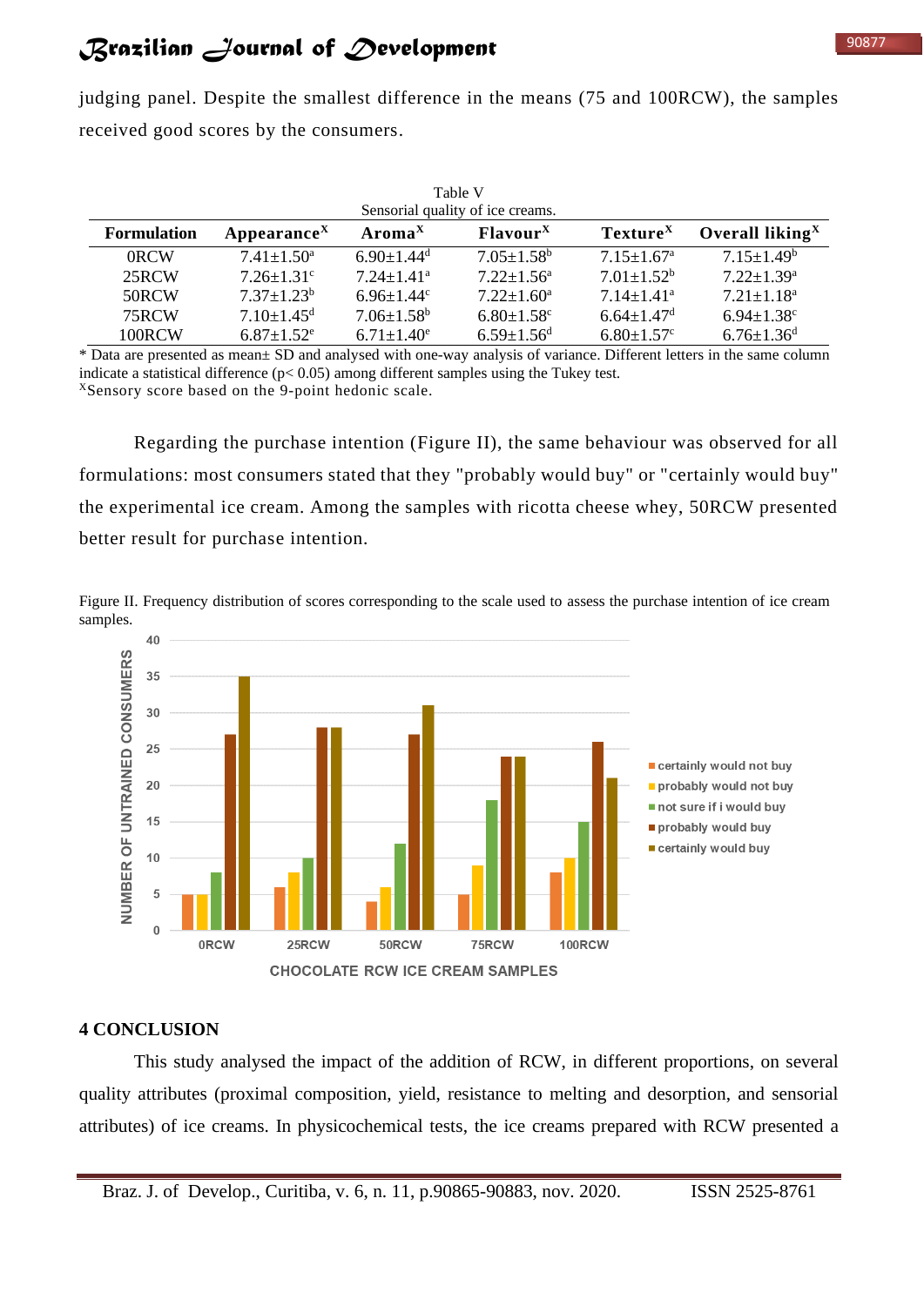judging panel. Despite the smallest difference in the means (75 and 100RCW), the samples received good scores by the consumers.

Table V
Sensorial quality of ice creams.

| Formulation | Appearance[X] | Aroma[X] | Flavour[X] | Texture[X] | Overall liking[X] |
|---|---|---|---|---|---|
| 0RCW | 7.41±1.50[a] | 6.90±1.44[d] | 7.05±1.58[b] | 7.15±1.67[a] | 7.15±1.49[b] |
| 25RCW | 7.26±1.31[c] | 7.24±1.41[a] | 7.22±1.56[a] | 7.01±1.52[b] | 7.22±1.39[a] |
| 50RCW | 7.37±1.23[b] | 6.96±1.44[c] | 7.22±1.60[a] | 7.14±1.41[a] | 7.21±1.18[a] |
| 75RCW | 7.10±1.45[d] | 7.06±1.58[b] | 6.80±1.58[c] | 6.64±1.47[d] | 6.94±1.38[c] |
| 100RCW | 6.87±1.52[e] | 6.71±1.40[e] | 6.59±1.56[d] | 6.80±1.57[c] | 6.76±1.36[d] |

* Data are presented as mean± SD and analysed with one-way analysis of variance. Different letters in the same column indicate a statistical difference ($p < 0.05$) among different samples using the Tukey test.
[X]Sensory score based on the 9-point hedonic scale.

Regarding the purchase intention (Figure II), the same behaviour was observed for all formulations: most consumers stated that they "probably would buy" or "certainly would buy" the experimental ice cream. Among the samples with ricotta cheese whey, 50RCW presented better result for purchase intention.

Figure II. Frequency distribution of scores corresponding to the scale used to assess the purchase intention of ice cream samples.

## 4 CONCLUSION

This study analysed the impact of the addition of RCW, in different proportions, on several quality attributes (proximal composition, yield, resistance to melting and desorption, and sensorial attributes) of ice creams. In physicochemical tests, the ice creams prepared with RCW presented a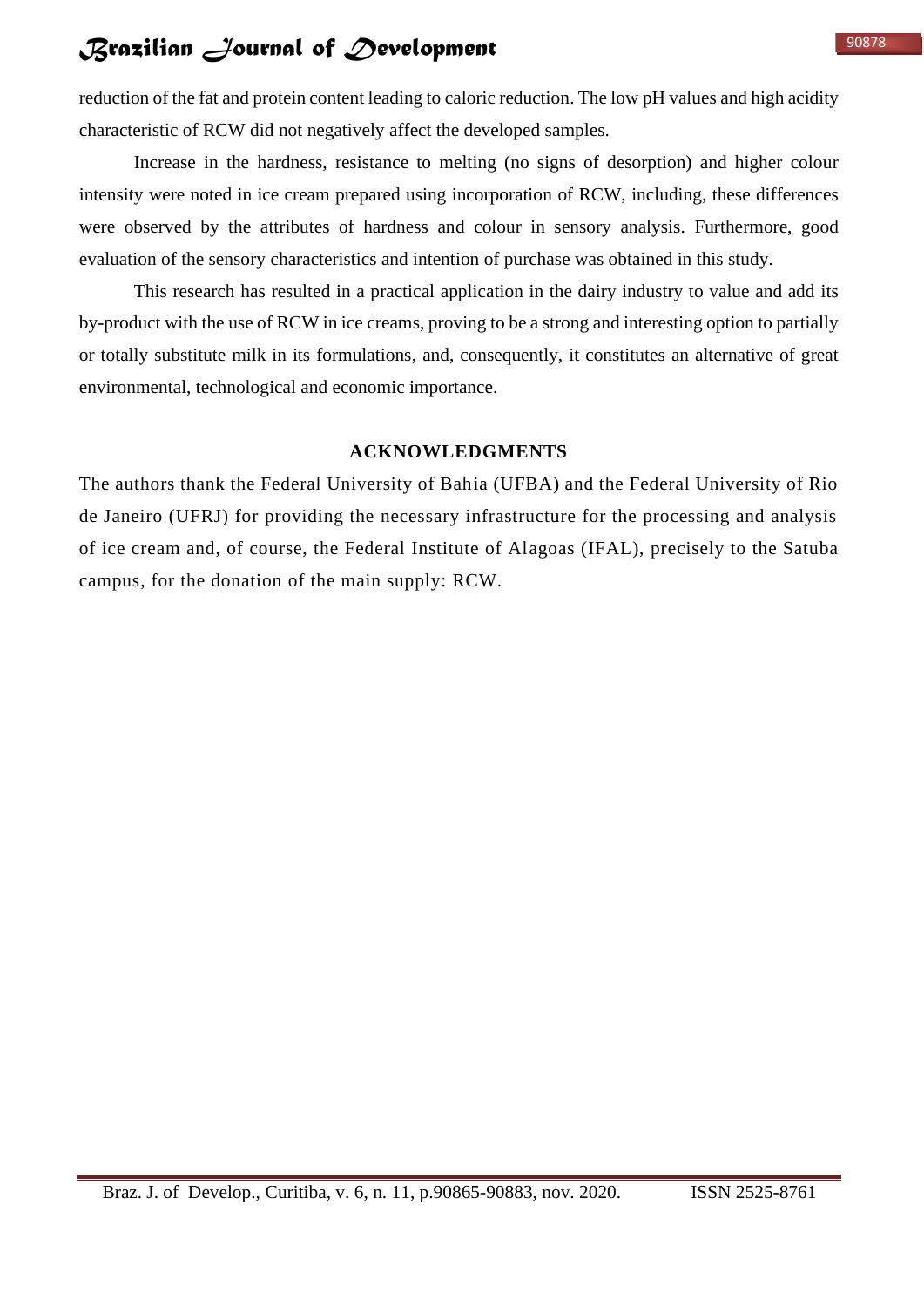reduction of the fat and protein content leading to caloric reduction. The low pH values and high acidity characteristic of RCW did not negatively affect the developed samples.

Increase in the hardness, resistance to melting (no signs of desorption) and higher colour intensity were noted in ice cream prepared using incorporation of RCW, including, these differences were observed by the attributes of hardness and colour in sensory analysis. Furthermore, good evaluation of the sensory characteristics and intention of purchase was obtained in this study.

This research has resulted in a practical application in the dairy industry to value and add its by-product with the use of RCW in ice creams, proving to be a strong and interesting option to partially or totally substitute milk in its formulations, and, consequently, it constitutes an alternative of great environmental, technological and economic importance.

## ACKNOWLEDGMENTS

The authors thank the Federal University of Bahia (UFBA) and the Federal University of Rio de Janeiro (UFRJ) for providing the necessary infrastructure for the processing and analysis of ice cream and, of course, the Federal Institute of Alagoas (IFAL), precisely to the Satuba campus, for the donation of the main supply: RCW.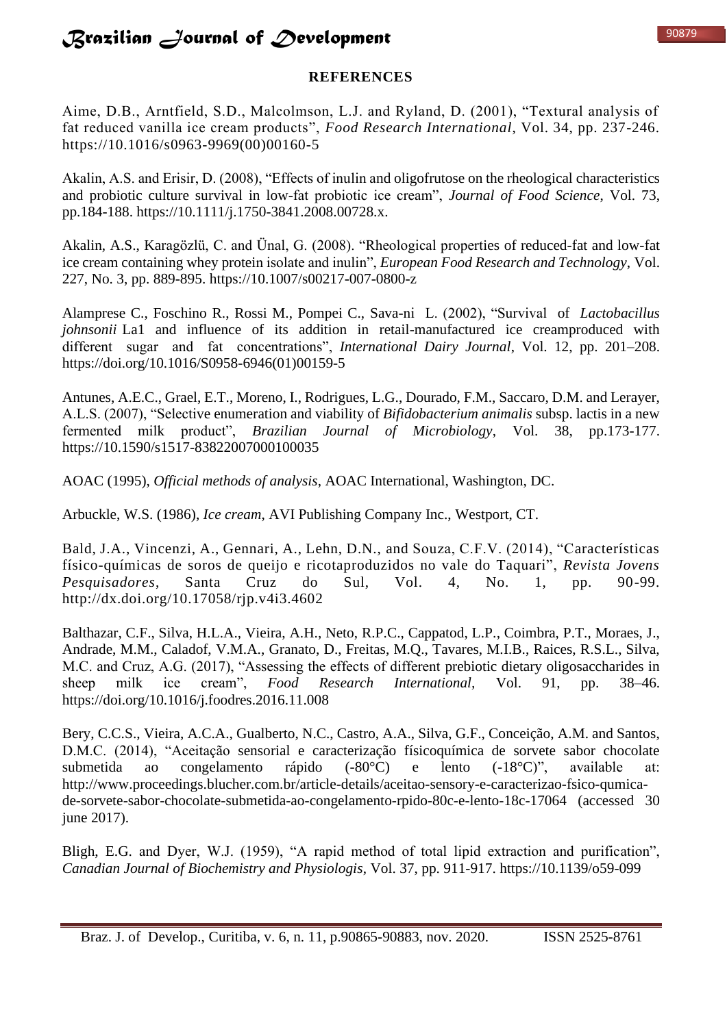**REFERENCES**

Aime, D.B., Arntfield, S.D., Malcolmson, L.J. and Ryland, D. (2001), "Textural analysis of fat reduced vanilla ice cream products", *Food Research International*, Vol. 34, pp. 237-246. https://10.1016/s0963-9969(00)00160-5

Akalin, A.S. and Erisir, D. (2008), "Effects of inulin and oligofrutose on the rheological characteristics and probiotic culture survival in low-fat probiotic ice cream", *Journal of Food Science*, Vol. 73, pp.184-188. https://10.1111/j.1750-3841.2008.00728.x.

Akalin, A.S., Karagözlü, C. and Ünal, G. (2008). "Rheological properties of reduced-fat and low-fat ice cream containing whey protein isolate and inulin", *European Food Research and Technology*, Vol. 227, No. 3, pp. 889-895. https://10.1007/s00217-007-0800-z

Alamprese C., Foschino R., Rossi M., Pompei C., Sava-ni L. (2002), "Survival of *Lactobacillus johnsonii* La1 and influence of its addition in retail-manufactured ice creamproduced with different sugar and fat concentrations", *International Dairy Journal*, Vol. 12, pp. 201–208. https://doi.org/10.1016/S0958-6946(01)00159-5

Antunes, A.E.C., Grael, E.T., Moreno, I., Rodrigues, L.G., Dourado, F.M., Saccaro, D.M. and Lerayer, A.L.S. (2007), "Selective enumeration and viability of *Bifidobacterium animalis* subsp. lactis in a new fermented milk product", *Brazilian Journal of Microbiology*, Vol. 38, pp.173-177. https://10.1590/s1517-83822007000100035

AOAC (1995), *Official methods of analysis*, AOAC International, Washington, DC.

Arbuckle, W.S. (1986), *Ice cream*, AVI Publishing Company Inc., Westport, CT.

Bald, J.A., Vincenzi, A., Gennari, A., Lehn, D.N., and Souza, C.F.V. (2014), "Características físico-químicas de soros de queijo e ricotaproduzidos no vale do Taquari", *Revista Jovens Pesquisadores*, Santa Cruz do Sul, Vol. 4, No. 1, pp. 90-99. http://dx.doi.org/10.17058/rjp.v4i3.4602

Balthazar, C.F., Silva, H.L.A., Vieira, A.H., Neto, R.P.C., Cappatod, L.P., Coimbra, P.T., Moraes, J., Andrade, M.M., Caladof, V.M.A., Granato, D., Freitas, M.Q., Tavares, M.I.B., Raices, R.S.L., Silva, M.C. and Cruz, A.G. (2017), "Assessing the effects of different prebiotic dietary oligosaccharides in sheep milk ice cream", *Food Research International*, Vol. 91, pp. 38–46. https://doi.org/10.1016/j.foodres.2016.11.008

Bery, C.C.S., Vieira, A.C.A., Gualberto, N.C., Castro, A.A., Silva, G.F., Conceição, A.M. and Santos, D.M.C. (2014), "Aceitação sensorial e caracterização físicoquímica de sorvete sabor chocolate submetida ao congelamento rápido (-80°C) e lento (-18°C)", available at: http://www.proceedings.blucher.com.br/article-details/aceitao-sensory-e-caracterizao-fsico-qumica-de-sorvete-sabor-chocolate-submetida-ao-congelamento-rpido-80c-e-lento-18c-17064 (accessed 30 june 2017).

Bligh, E.G. and Dyer, W.J. (1959), "A rapid method of total lipid extraction and purification", *Canadian Journal of Biochemistry and Physiologis*, Vol. 37, pp. 911-917. https://10.1139/o59-099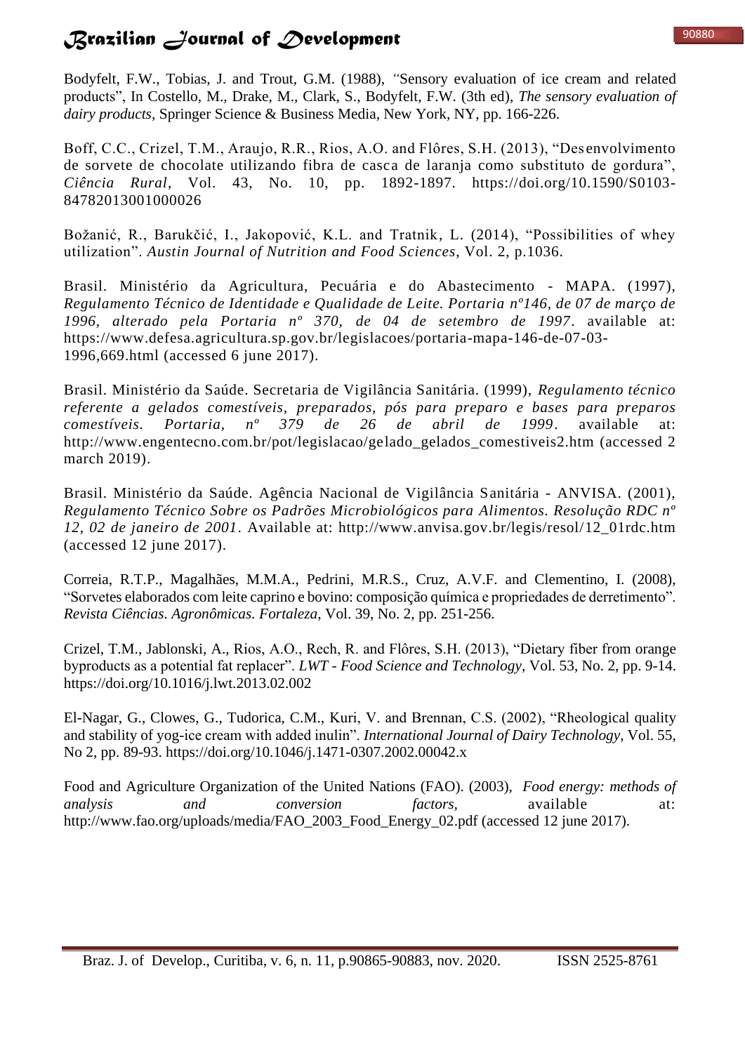Bodyfelt, F.W., Tobias, J. and Trout, G.M. (1988), "Sensory evaluation of ice cream and related products", In Costello, M., Drake, M., Clark, S., Bodyfelt, F.W. (3th ed), *The sensory evaluation of dairy products*, Springer Science & Business Media, New York, NY, pp. 166-226.

Boff, C.C., Crizel, T.M., Araujo, R.R., Rios, A.O. and Flôres, S.H. (2013), "Desenvolvimento de sorvete de chocolate utilizando fibra de casca de laranja como substituto de gordura", *Ciência Rural*, Vol. 43, No. 10, pp. 1892-1897. https://doi.org/10.1590/S0103-84782013001000026

Božanić, R., Barukčić, I., Jakopović, K.L. and Tratnik, L. (2014), "Possibilities of whey utilization". *Austin Journal of Nutrition and Food Sciences*, Vol. 2, p.1036.

Brasil. Ministério da Agricultura, Pecuária e do Abastecimento - MAPA. (1997), *Regulamento Técnico de Identidade e Qualidade de Leite. Portaria nº146, de 07 de março de 1996, alterado pela Portaria nº 370, de 04 de setembro de 1997*. available at: https://www.defesa.agricultura.sp.gov.br/legislacoes/portaria-mapa-146-de-07-03-1996,669.html (accessed 6 june 2017).

Brasil. Ministério da Saúde. Secretaria de Vigilância Sanitária. (1999), *Regulamento técnico referente a gelados comestíveis, preparados, pós para preparo e bases para preparos comestíveis. Portaria, nº 379 de 26 de abril de 1999*. available at: http://www.engentecno.com.br/pot/legislacao/gelado_gelados_comestiveis2.htm (accessed 2 march 2019).

Brasil. Ministério da Saúde. Agência Nacional de Vigilância Sanitária - ANVISA. (2001), *Regulamento Técnico Sobre os Padrões Microbiológicos para Alimentos. Resolução RDC nº 12, 02 de janeiro de 2001*. Available at: http://www.anvisa.gov.br/legis/resol/12_01rdc.htm (accessed 12 june 2017).

Correia, R.T.P., Magalhães, M.M.A., Pedrini, M.R.S., Cruz, A.V.F. and Clementino, I. (2008), "Sorvetes elaborados com leite caprino e bovino: composição química e propriedades de derretimento". *Revista Ciências. Agronômicas. Fortaleza*, Vol. 39, No. 2, pp. 251-256.

Crizel, T.M., Jablonski, A., Rios, A.O., Rech, R. and Flôres, S.H. (2013), "Dietary fiber from orange byproducts as a potential fat replacer". *LWT - Food Science and Technology*, Vol. 53, No. 2, pp. 9-14. https://doi.org/10.1016/j.lwt.2013.02.002

El-Nagar, G., Clowes, G., Tudorica, C.M., Kuri, V. and Brennan, C.S. (2002), "Rheological quality and stability of yog-ice cream with added inulin". *International Journal of Dairy Technology*, Vol. 55, No 2, pp. 89-93. https://doi.org/10.1046/j.1471-0307.2002.00042.x

Food and Agriculture Organization of the United Nations (FAO). (2003), *Food energy: methods of analysis and conversion factors*, available at: http://www.fao.org/uploads/media/FAO_2003_Food_Energy_02.pdf (accessed 12 june 2017).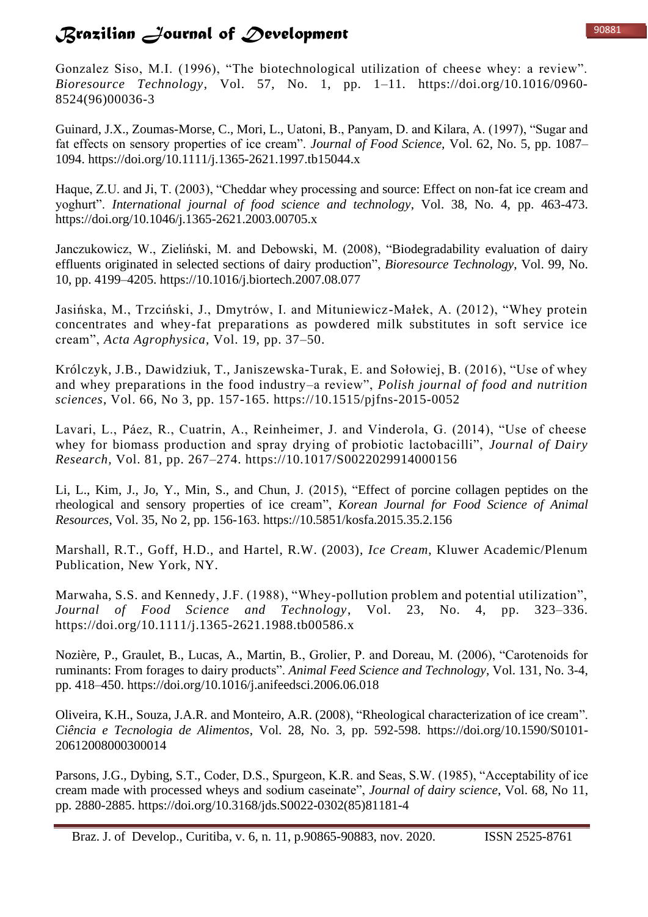Gonzalez Siso, M.I. (1996), "The biotechnological utilization of cheese whey: a review". *Bioresource Technology*, Vol. 57, No. 1, pp. 1–11. https://doi.org/10.1016/0960-8524(96)00036-3

Guinard, J.X., Zoumas-Morse, C., Mori, L., Uatoni, B., Panyam, D. and Kilara, A. (1997), "Sugar and fat effects on sensory properties of ice cream". *Journal of Food Science,* Vol. 62, No. 5, pp. 1087–1094. https://doi.org/10.1111/j.1365-2621.1997.tb15044.x

Haque, Z.U. and Ji, T. (2003), "Cheddar whey processing and source: Effect on non-fat ice cream and yoghurt". *International journal of food science and technology*, Vol. 38, No. 4, pp. 463-473. https://doi.org/10.1046/j.1365-2621.2003.00705.x

Janczukowicz, W., Zieliński, M. and Debowski, M. (2008), "Biodegradability evaluation of dairy effluents originated in selected sections of dairy production", *Bioresource Technology*, Vol. 99, No. 10, pp. 4199–4205. https://10.1016/j.biortech.2007.08.077

Jasińska, M., Trzciński, J., Dmytrów, I. and Mituniewicz-Małek, A. (2012), "Whey protein concentrates and whey-fat preparations as powdered milk substitutes in soft service ice cream", *Acta Agrophysica*, Vol. 19, pp. 37–50.

Królczyk, J.B., Dawidziuk, T., Janiszewska-Turak, E. and Sołowiej, B. (2016), "Use of whey and whey preparations in the food industry–a review", *Polish journal of food and nutrition sciences*, Vol. 66, No 3, pp. 157-165. https://10.1515/pjfns-2015-0052

Lavari, L., Páez, R., Cuatrin, A., Reinheimer, J. and Vinderola, G. (2014), "Use of cheese whey for biomass production and spray drying of probiotic lactobacilli", *Journal of Dairy Research*, Vol. 81, pp. 267–274. https://10.1017/S0022029914000156

Li, L., Kim, J., Jo, Y., Min, S., and Chun, J. (2015), "Effect of porcine collagen peptides on the rheological and sensory properties of ice cream", *Korean Journal for Food Science of Animal Resources*, Vol. 35, No 2, pp. 156-163. https://10.5851/kosfa.2015.35.2.156

Marshall, R.T., Goff, H.D., and Hartel, R.W. (2003), *Ice Cream*, Kluwer Academic/Plenum Publication, New York, NY.

Marwaha, S.S. and Kennedy, J.F. (1988), "Whey-pollution problem and potential utilization", *Journal of Food Science and Technology*, Vol. 23, No. 4, pp. 323–336. https://doi.org/10.1111/j.1365-2621.1988.tb00586.x

Nozière, P., Graulet, B., Lucas, A., Martin, B., Grolier, P. and Doreau, M. (2006), "Carotenoids for ruminants: From forages to dairy products". *Animal Feed Science and Technology,* Vol. 131, No. 3-4, pp. 418–450. https://doi.org/10.1016/j.anifeedsci.2006.06.018

Oliveira, K.H., Souza, J.A.R. and Monteiro, A.R. (2008), "Rheological characterization of ice cream". *Ciência e Tecnologia de Alimentos*, Vol. 28, No. 3, pp. 592-598. https://doi.org/10.1590/S0101-20612008000300014

Parsons, J.G., Dybing, S.T., Coder, D.S., Spurgeon, K.R. and Seas, S.W. (1985), "Acceptability of ice cream made with processed wheys and sodium caseinate", *Journal of dairy science*, Vol. 68, No 11, pp. 2880-2885. https://doi.org/10.3168/jds.S0022-0302(85)81181-4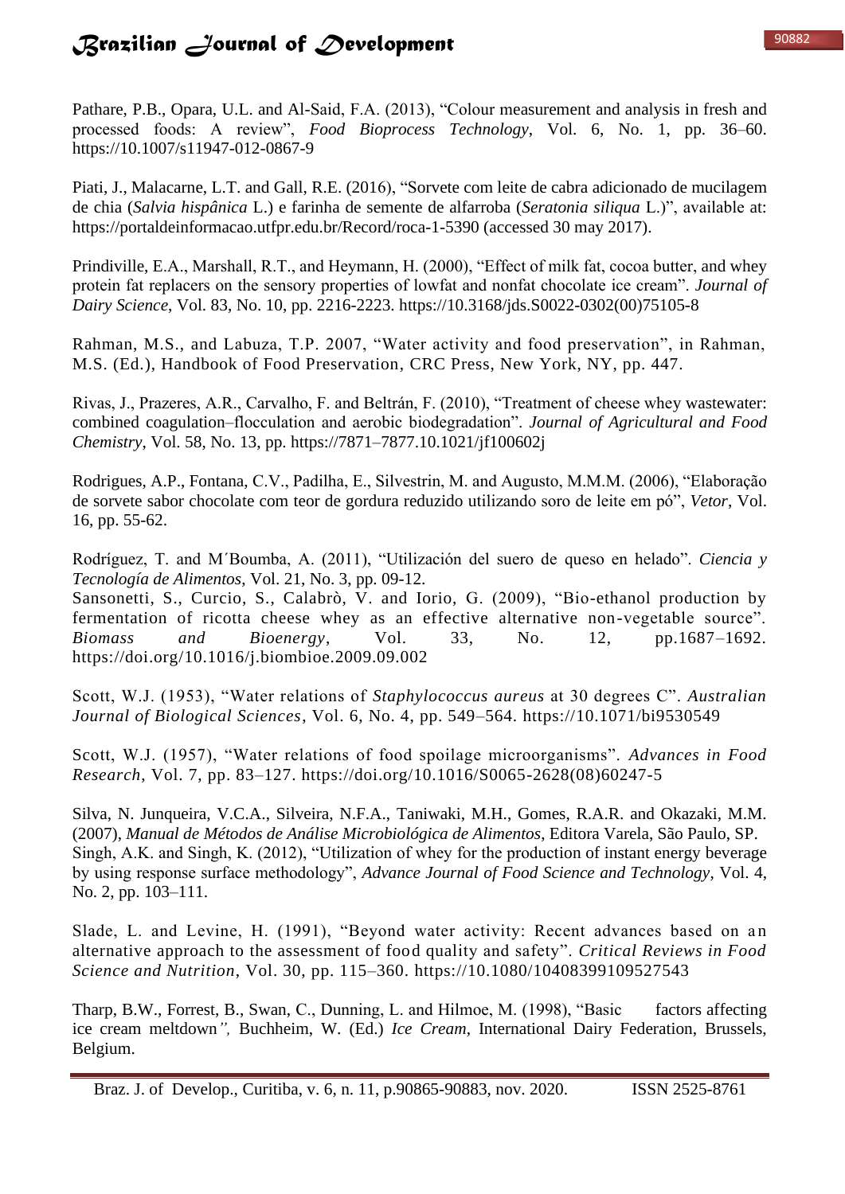Pathare, P.B., Opara, U.L. and Al-Said, F.A. (2013), "Colour measurement and analysis in fresh and processed foods: A review", *Food Bioprocess Technology*, Vol. 6, No. 1, pp. 36–60. https://10.1007/s11947-012-0867-9

Piati, J., Malacarne, L.T. and Gall, R.E. (2016), "Sorvete com leite de cabra adicionado de mucilagem de chia (*Salvia hispânica* L.) e farinha de semente de alfarroba (*Seratonia siliqua* L.)", available at: https://portaldeinformacao.utfpr.edu.br/Record/roca-1-5390 (accessed 30 may 2017).

Prindiville, E.A., Marshall, R.T., and Heymann, H. (2000), "Effect of milk fat, cocoa butter, and whey protein fat replacers on the sensory properties of lowfat and nonfat chocolate ice cream". *Journal of Dairy Science*, Vol. 83, No. 10, pp. 2216-2223. https://10.3168/jds.S0022-0302(00)75105-8

Rahman, M.S., and Labuza, T.P. 2007, "Water activity and food preservation", in Rahman, M.S. (Ed.), Handbook of Food Preservation, CRC Press, New York, NY, pp. 447.

Rivas, J., Prazeres, A.R., Carvalho, F. and Beltrán, F. (2010), "Treatment of cheese whey wastewater: combined coagulation–flocculation and aerobic biodegradation". *Journal of Agricultural and Food Chemistry*, Vol. 58, No. 13, pp. https://7871–7877.10.1021/jf100602j

Rodrigues, A.P., Fontana, C.V., Padilha, E., Silvestrin, M. and Augusto, M.M.M. (2006), "Elaboração de sorvete sabor chocolate com teor de gordura reduzido utilizando soro de leite em pó", *Vetor*, Vol. 16, pp. 55-62.

Rodríguez, T. and M´Boumba, A. (2011), "Utilización del suero de queso en helado". *Ciencia y Tecnología de Alimentos*, Vol. 21, No. 3, pp. 09-12.

Sansonetti, S., Curcio, S., Calabrò, V. and Iorio, G. (2009), "Bio-ethanol production by fermentation of ricotta cheese whey as an effective alternative non-vegetable source". *Biomass and Bioenergy*, Vol. 33, No. 12, pp.1687–1692. https://doi.org/10.1016/j.biombioe.2009.09.002

Scott, W.J. (1953), "Water relations of *Staphylococcus aureus* at 30 degrees C". *Australian Journal of Biological Sciences*, Vol. 6, No. 4, pp. 549–564. https://10.1071/bi9530549

Scott, W.J. (1957), "Water relations of food spoilage microorganisms". *Advances in Food Research*, Vol. 7, pp. 83–127. https://doi.org/10.1016/S0065-2628(08)60247-5

Silva, N. Junqueira, V.C.A., Silveira, N.F.A., Taniwaki, M.H., Gomes, R.A.R. and Okazaki, M.M. (2007), *Manual de Métodos de Análise Microbiológica de Alimentos*, Editora Varela, São Paulo, SP.

Singh, A.K. and Singh, K. (2012), "Utilization of whey for the production of instant energy beverage by using response surface methodology", *Advance Journal of Food Science and Technology*, Vol. 4, No. 2, pp. 103–111.

Slade, L. and Levine, H. (1991), "Beyond water activity: Recent advances based on an alternative approach to the assessment of food quality and safety". *Critical Reviews in Food Science and Nutrition*, Vol. 30, pp. 115–360. https://10.1080/10408399109527543

Tharp, B.W., Forrest, B., Swan, C., Dunning, L. and Hilmoe, M. (1998), "Basic factors affecting ice cream meltdown", Buchheim, W. (Ed.) *Ice Cream*, International Dairy Federation, Brussels, Belgium.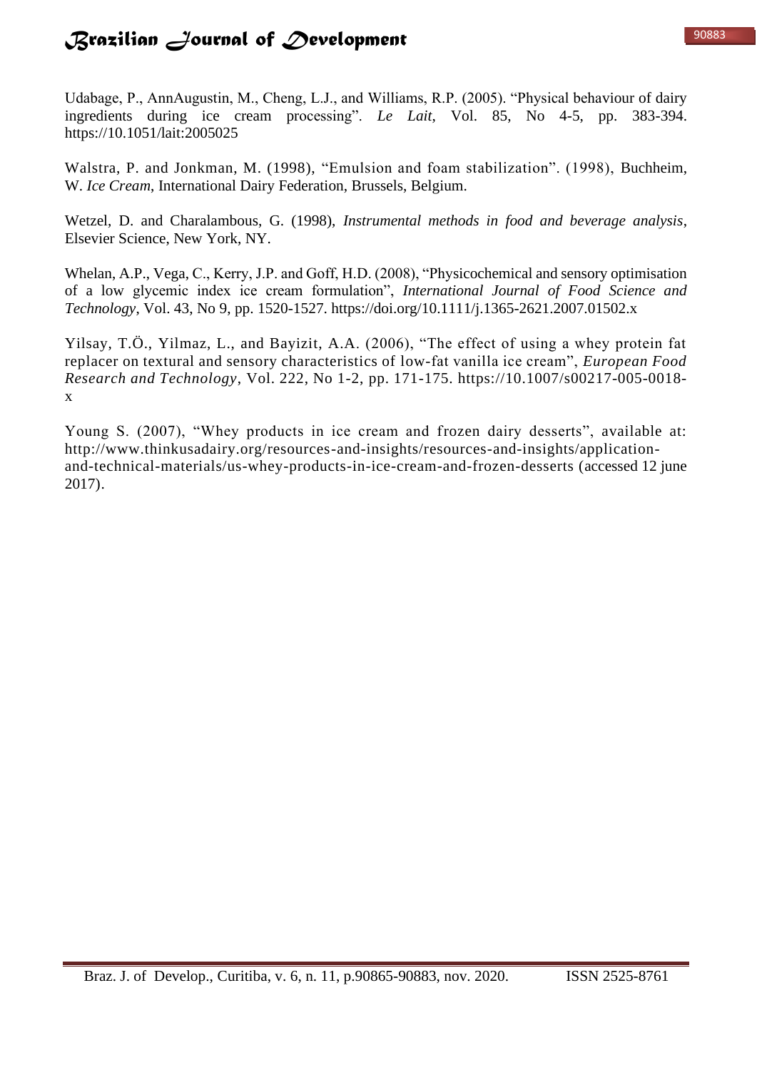Udabage, P., AnnAugustin, M., Cheng, L.J., and Williams, R.P. (2005). "Physical behaviour of dairy ingredients during ice cream processing". *Le Lait*, Vol. 85, No 4-5, pp. 383-394. https://10.1051/lait:2005025

Walstra, P. and Jonkman, M. (1998), "Emulsion and foam stabilization". (1998), Buchheim, W. *Ice Cream*, International Dairy Federation, Brussels, Belgium.

Wetzel, D. and Charalambous, G. (1998), *Instrumental methods in food and beverage analysis*, Elsevier Science, New York, NY.

Whelan, A.P., Vega, C., Kerry, J.P. and Goff, H.D. (2008), "Physicochemical and sensory optimisation of a low glycemic index ice cream formulation", *International Journal of Food Science and Technology*, Vol. 43, No 9, pp. 1520-1527. https://doi.org/10.1111/j.1365-2621.2007.01502.x

Yilsay, T.Ö., Yilmaz, L., and Bayizit, A.A. (2006), "The effect of using a whey protein fat replacer on textural and sensory characteristics of low-fat vanilla ice cream", *European Food Research and Technology*, Vol. 222, No 1-2, pp. 171-175. https://10.1007/s00217-005-0018-x

Young S. (2007), "Whey products in ice cream and frozen dairy desserts", available at: http://www.thinkusadairy.org/resources-and-insights/resources-and-insights/application-and-technical-materials/us-whey-products-in-ice-cream-and-frozen-desserts (accessed 12 june 2017).